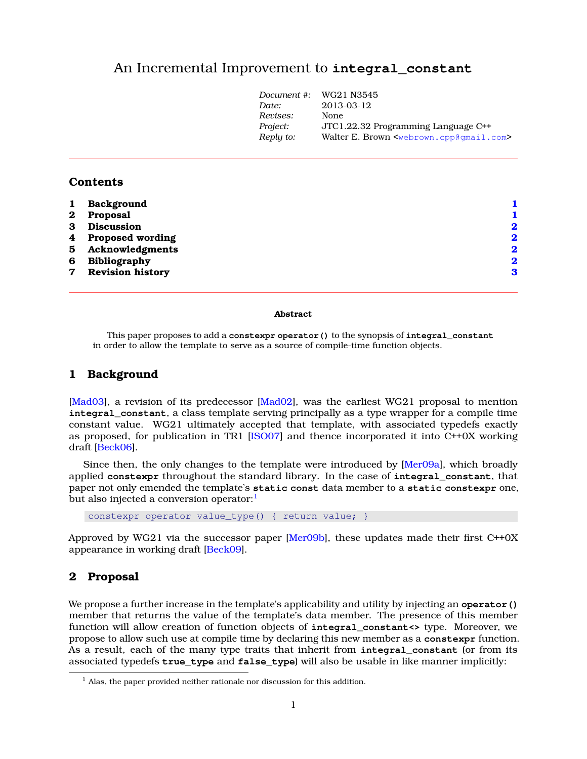# An Incremental Improvement to `integral_constant`

| | |
|---|---|
| *Document #:* | WG21 N3545 |
| *Date:* | 2013-03-12 |
| *Revises:* | None |
| *Project:* | JTC1.22.32 Programming Language C++ |
| *Reply to:* | Walter E. Brown <webrown.cpp@gmail.com> |

## Contents

1 **Background** 1
2 **Proposal** 1
3 **Discussion** 2
4 **Proposed wording** 2
5 **Acknowledgments** 2
6 **Bibliography** 2
7 **Revision history** 3

**Abstract**

This paper proposes to add a **`constexpr operator()`** to the synopsis of **`integral_constant`** in order to allow the template to serve as a source of compile-time function objects.

## 1 Background

[Mad03], a revision of its predecessor [Mad02], was the earliest WG21 proposal to mention **`integral_constant`**, a class template serving principally as a type wrapper for a compile time constant value. WG21 ultimately accepted that template, with associated typedefs exactly as proposed, for publication in TR1 [ISO07] and thence incorporated it into C++0X working draft [Beck06].

Since then, the only changes to the template were introduced by [Mer09a], which broadly applied **`constexpr`** throughout the standard library. In the case of **`integral_constant`**, that paper not only emended the template's **`static const`** data member to a **`static constexpr`** one, but also injected a conversion operator:[1]

```
constexpr operator value_type() { return value; }
```

Approved by WG21 via the successor paper [Mer09b], these updates made their first C++0X appearance in working draft [Beck09].

## 2 Proposal

We propose a further increase in the template's applicability and utility by injecting an **`operator()`** member that returns the value of the template's data member. The presence of this member function will allow creation of function objects of **`integral_constant<>`** type. Moreover, we propose to allow such use at compile time by declaring this new member as a **`constexpr`** function. As a result, each of the many type traits that inherit from **`integral_constant`** (or from its associated typedefs **`true_type`** and **`false_type`**) will also be usable in like manner implicitly:

[1] Alas, the paper provided neither rationale nor discussion for this addition.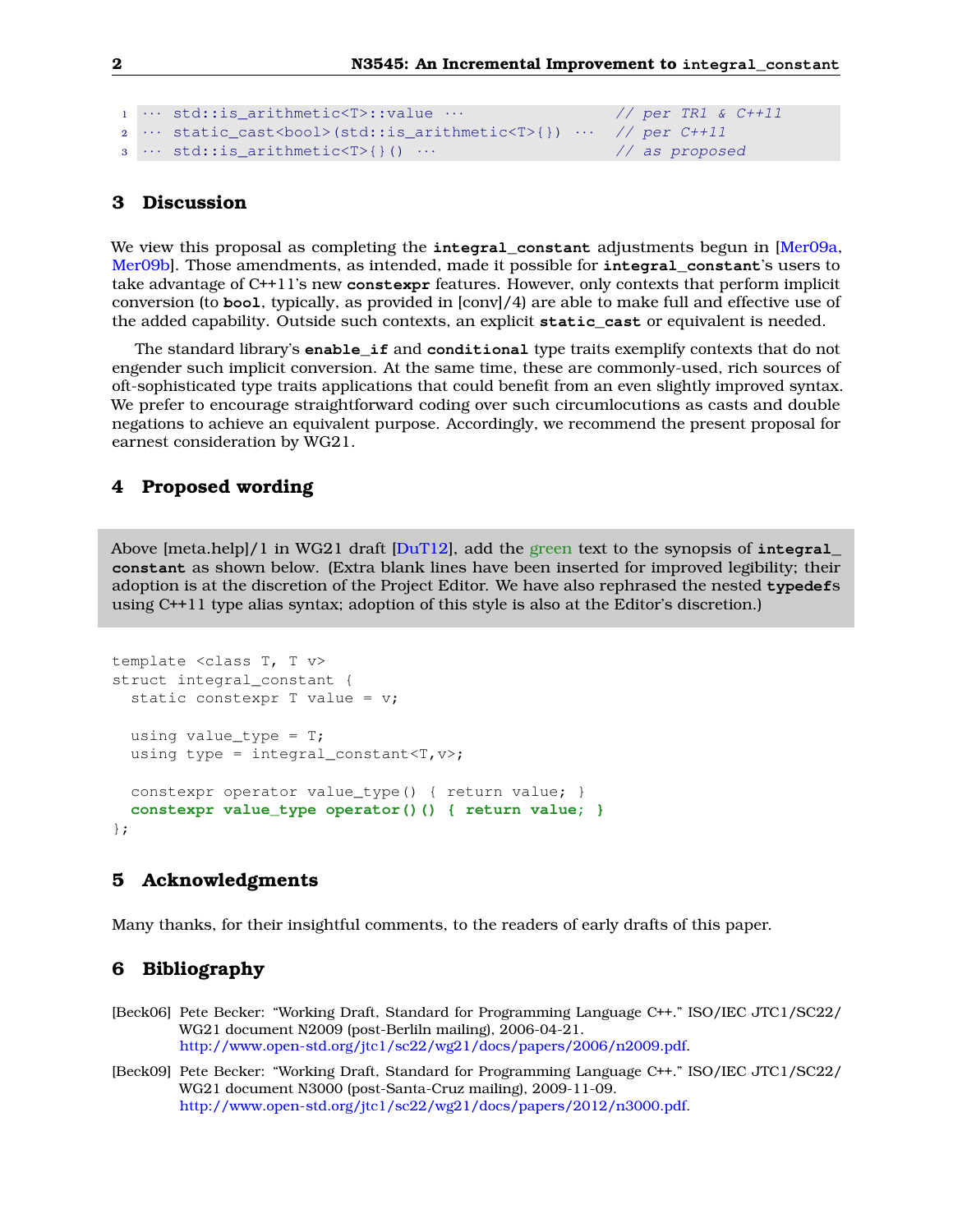```
··· std::is_arithmetic<T>::value ···                // per TR1 & C++11
··· static_cast<bool>(std::is_arithmetic<T>{}) ···  // per C++11
··· std::is_arithmetic<T>{}() ···                   // as proposed
```

## 3 Discussion

We view this proposal as completing the **integral_constant** adjustments begun in [Mer09a, Mer09b]. Those amendments, as intended, made it possible for **integral_constant**'s users to take advantage of C++11's new **constexpr** features. However, only contexts that perform implicit conversion (to **bool**, typically, as provided in [conv]/4) are able to make full and effective use of the added capability. Outside such contexts, an explicit **static_cast** or equivalent is needed.

The standard library's **enable_if** and **conditional** type traits exemplify contexts that do not engender such implicit conversion. At the same time, these are commonly-used, rich sources of oft-sophisticated type traits applications that could benefit from an even slightly improved syntax. We prefer to encourage straightforward coding over such circumlocutions as casts and double negations to achieve an equivalent purpose. Accordingly, we recommend the present proposal for earnest consideration by WG21.

## 4 Proposed wording

Above [meta.help]/1 in WG21 draft [DuT12], add the green text to the synopsis of **integral_constant** as shown below. (Extra blank lines have been inserted for improved legibility; their adoption is at the discretion of the Project Editor. We have also rephrased the nested **typedef**s using C++11 type alias syntax; adoption of this style is also at the Editor's discretion.)

```
template <class T, T v>
struct integral_constant {
  static constexpr T value = v;

  using value_type = T;
  using type = integral_constant<T,v>;

  constexpr operator value_type() { return value; }
  constexpr value_type operator()() { return value; }
};
```

## 5 Acknowledgments

Many thanks, for their insightful comments, to the readers of early drafts of this paper.

## 6 Bibliography

[Beck06] Pete Becker: "Working Draft, Standard for Programming Language C++." ISO/IEC JTC1/SC22/WG21 document N2009 (post-Berliln mailing), 2006-04-21. http://www.open-std.org/jtc1/sc22/wg21/docs/papers/2006/n2009.pdf.

[Beck09] Pete Becker: "Working Draft, Standard for Programming Language C++." ISO/IEC JTC1/SC22/WG21 document N3000 (post-Santa-Cruz mailing), 2009-11-09. http://www.open-std.org/jtc1/sc22/wg21/docs/papers/2012/n3000.pdf.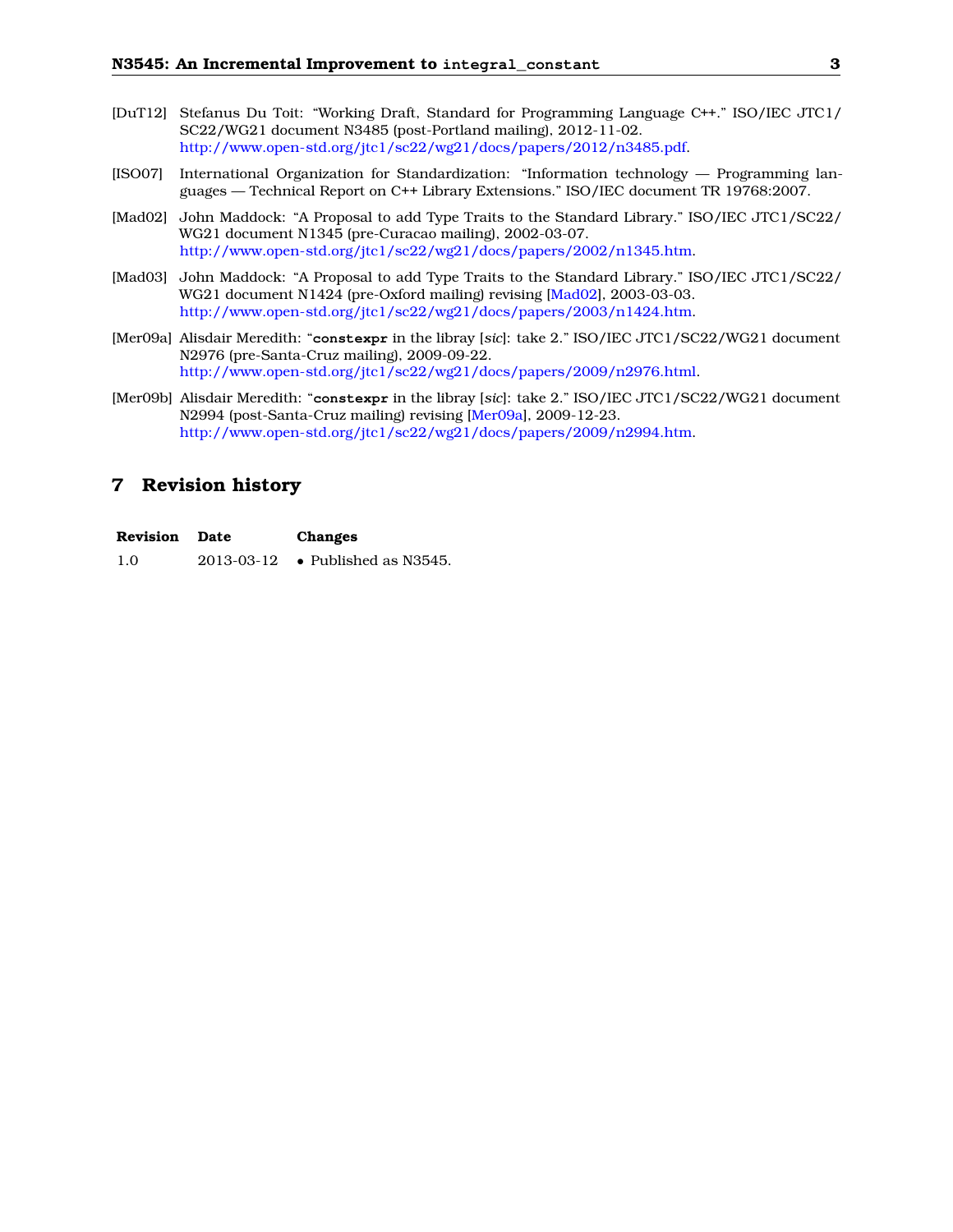[DuT12] Stefanus Du Toit: "Working Draft, Standard for Programming Language C++." ISO/IEC JTC1/SC22/WG21 document N3485 (post-Portland mailing), 2012-11-02. http://www.open-std.org/jtc1/sc22/wg21/docs/papers/2012/n3485.pdf.

[ISO07] International Organization for Standardization: "Information technology — Programming languages — Technical Report on C++ Library Extensions." ISO/IEC document TR 19768:2007.

[Mad02] John Maddock: "A Proposal to add Type Traits to the Standard Library." ISO/IEC JTC1/SC22/WG21 document N1345 (pre-Curacao mailing), 2002-03-07. http://www.open-std.org/jtc1/sc22/wg21/docs/papers/2002/n1345.htm.

[Mad03] John Maddock: "A Proposal to add Type Traits to the Standard Library." ISO/IEC JTC1/SC22/WG21 document N1424 (pre-Oxford mailing) revising [Mad02], 2003-03-03. http://www.open-std.org/jtc1/sc22/wg21/docs/papers/2003/n1424.htm.

[Mer09a] Alisdair Meredith: "**`constexpr`** in the libray [*sic*]: take 2." ISO/IEC JTC1/SC22/WG21 document N2976 (pre-Santa-Cruz mailing), 2009-09-22. http://www.open-std.org/jtc1/sc22/wg21/docs/papers/2009/n2976.html.

[Mer09b] Alisdair Meredith: "**`constexpr`** in the libray [*sic*]: take 2." ISO/IEC JTC1/SC22/WG21 document N2994 (post-Santa-Cruz mailing) revising [Mer09a], 2009-12-23. http://www.open-std.org/jtc1/sc22/wg21/docs/papers/2009/n2994.htm.

## 7 Revision history

| Revision | Date | Changes |
|---|---|---|
| 1.0 | 2013-03-12 | • Published as N3545. |